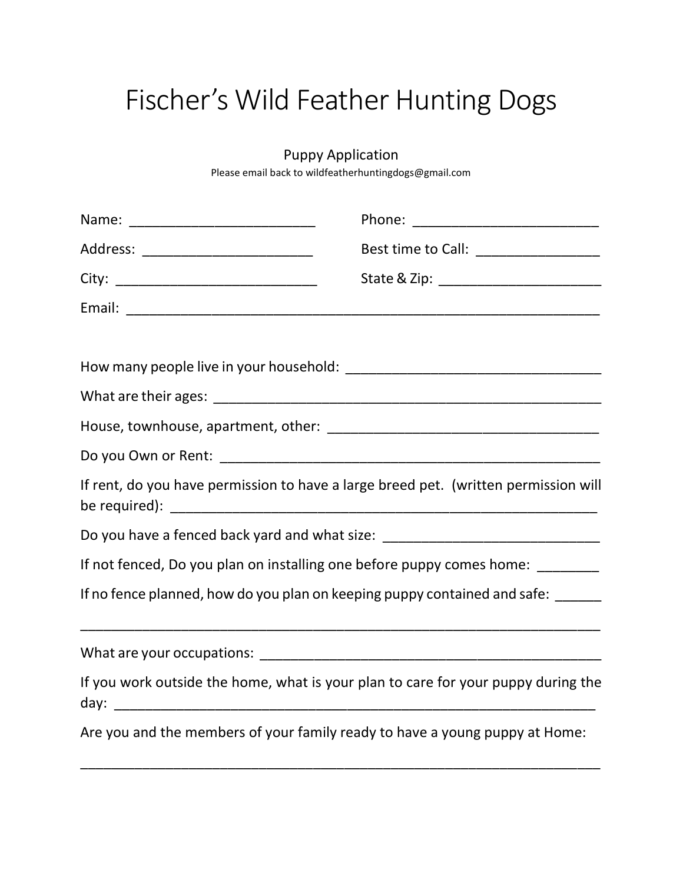# Fischer's Wild Feather Hunting Dogs

Puppy Application

Please email back to wildfeatherhuntingdogs@gmail.com

Name: ________________________ Phone: ________________________

Address: ______________________ Best time to Call: ________________

City: __________________________ State & Zip: _____________________

Email: ____________________________________________________________

How many people live in your household: _________________________________

What are their ages: ____________________________________________________

House, townhouse, apartment, other: ____________________________________

Do you Own or Rent: ___________________________________________________

If rent, do you have permission to have a large breed pet. (written permission will be required): _________________________________________________________

Do you have a fenced back yard and what size: ____________________________

If not fenced, Do you plan on installing one before puppy comes home: ________

If no fence planned, how do you plan on keeping puppy contained and safe: ______

___________________________________________________________________

What are your occupations: _____________________________________________

If you work outside the home, what is your plan to care for your puppy during the day: _________________________________________________________________

Are you and the members of your family ready to have a young puppy at Home:

___________________________________________________________________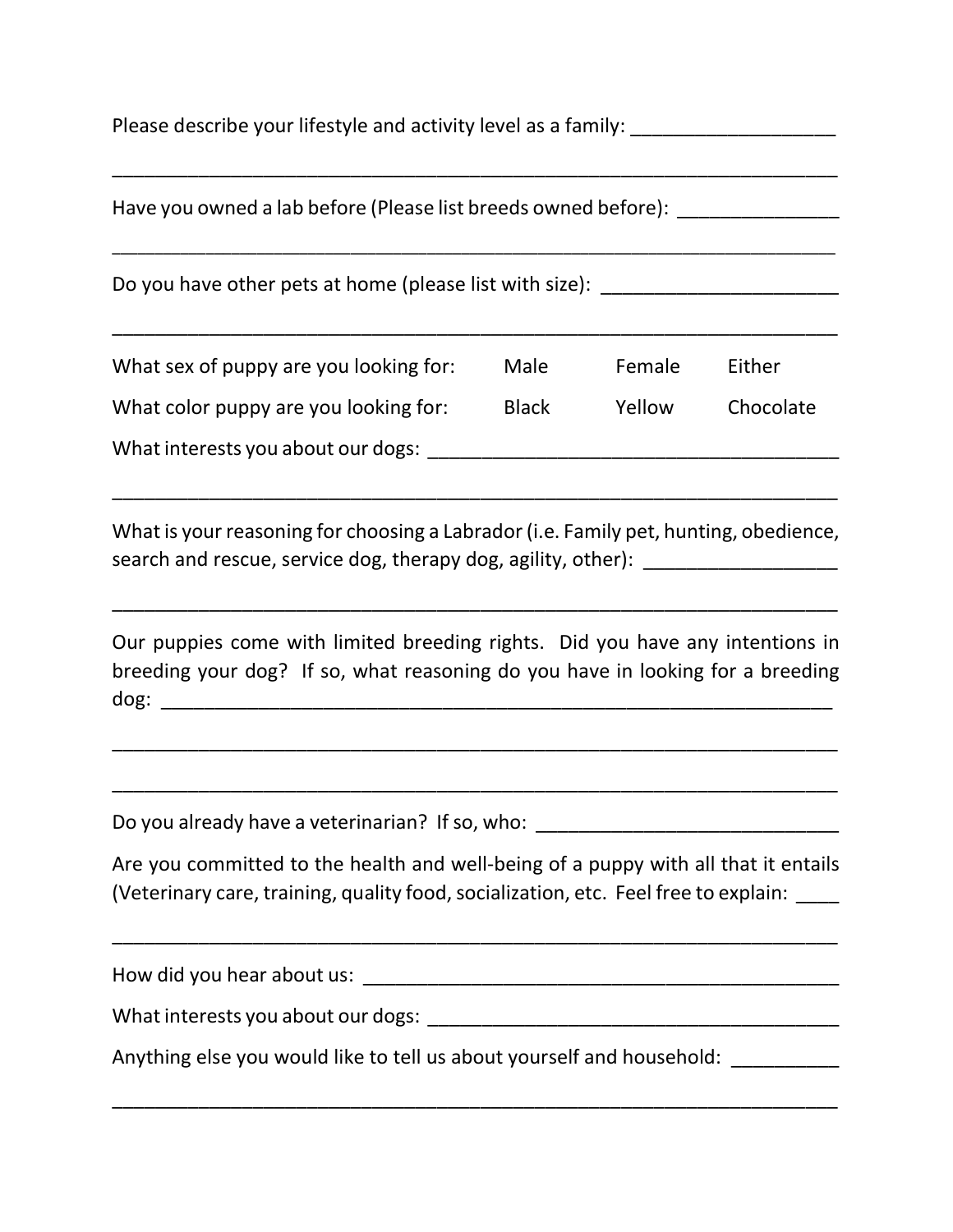Please describe your lifestyle and activity level as a family: ___________________

_____________________________________________________________________

Have you owned a lab before (Please list breeds owned before): _______________

_____________________________________________________________________

Do you have other pets at home (please list with size): ______________________

_____________________________________________________________________

What sex of puppy are you looking for: Male Female Either

What color puppy are you looking for: Black Yellow Chocolate

What interests you about our dogs: _______________________________________

_____________________________________________________________________

What is your reasoning for choosing a Labrador (i.e. Family pet, hunting, obedience, search and rescue, service dog, therapy dog, agility, other): __________________

_____________________________________________________________________

Our puppies come with limited breeding rights. Did you have any intentions in breeding your dog? If so, what reasoning do you have in looking for a breeding dog: _________________________________________________________________

_____________________________________________________________________

_____________________________________________________________________

Do you already have a veterinarian? If so, who: _____________________________

Are you committed to the health and well-being of a puppy with all that it entails (Veterinary care, training, quality food, socialization, etc. Feel free to explain: ____

_____________________________________________________________________

How did you hear about us: _____________________________________________

What interests you about our dogs: _______________________________________

Anything else you would like to tell us about yourself and household: __________

_____________________________________________________________________